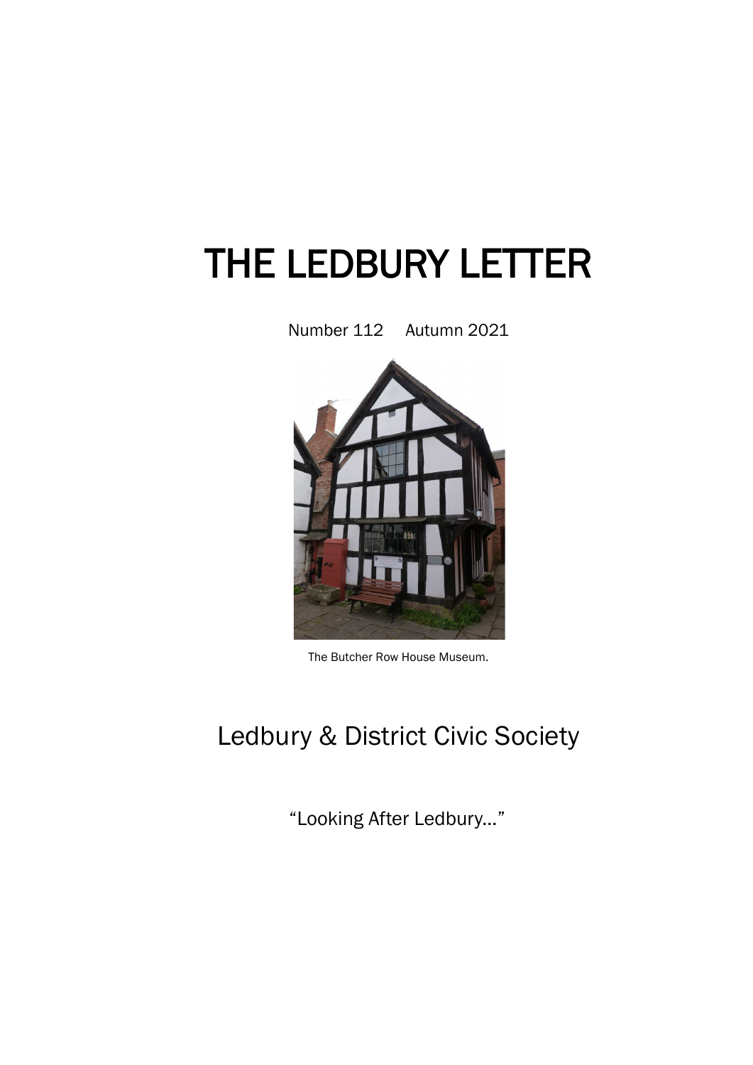# THE LEDBURY LETTER

Number 112 Autumn 2021

The Butcher Row House Museum.

## Ledbury & District Civic Society

"Looking After Ledbury…"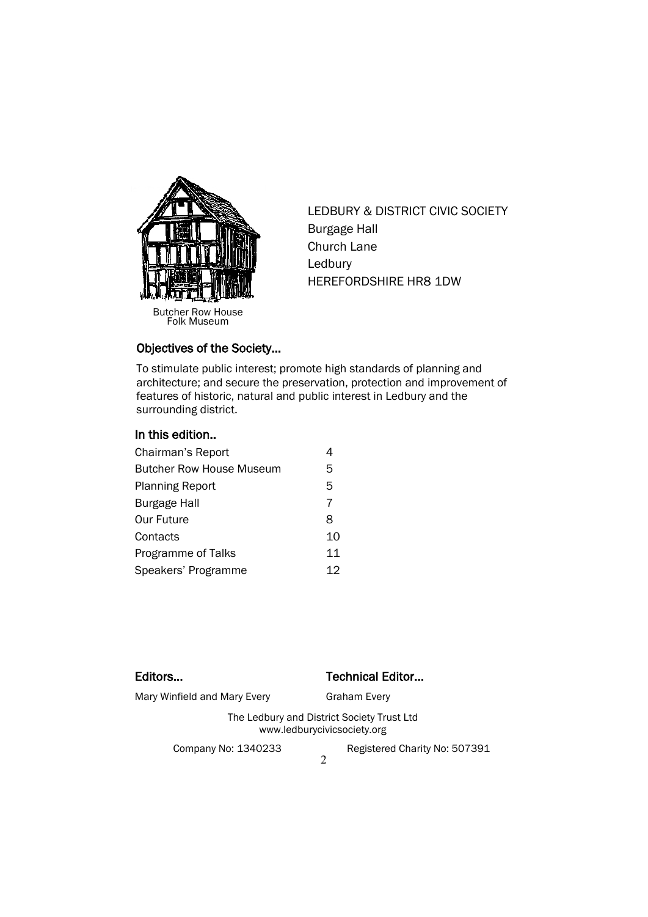Butcher Row House
Folk Museum

LEDBURY & DISTRICT CIVIC SOCIETY
Burgage Hall
Church Lane
Ledbury
HEREFORDSHIRE HR8 1DW

## Objectives of the Society...

To stimulate public interest; promote high standards of planning and architecture; and secure the preservation, protection and improvement of features of historic, natural and public interest in Ledbury and the surrounding district.

## In this edition..

| | |
|---|---|
| Chairman's Report | 4 |
| Butcher Row House Museum | 5 |
| Planning Report | 5 |
| Burgage Hall | 7 |
| Our Future | 8 |
| Contacts | 10 |
| Programme of Talks | 11 |
| Speakers' Programme | 12 |

**Editors...**

Mary Winfield and Mary Every

**Technical Editor...**

Graham Every

The Ledbury and District Society Trust Ltd
www.ledburycivicsociety.org

Company No: 1340233 Registered Charity No: 507391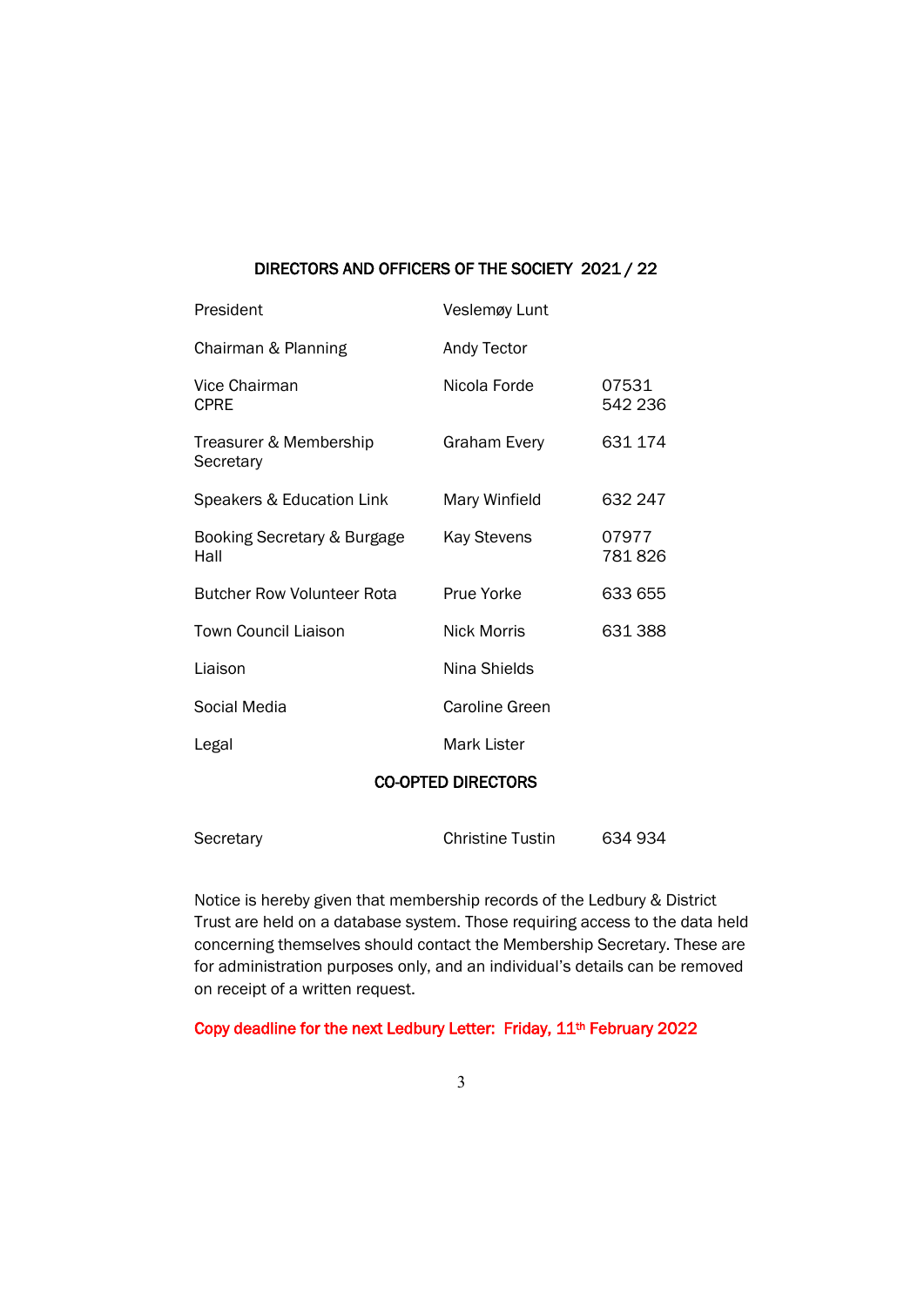## DIRECTORS AND OFFICERS OF THE SOCIETY 2021 / 22

| | | |
|---|---|---|
| President | Veslemøy Lunt | |
| Chairman & Planning | Andy Tector | |
| Vice Chairman CPRE | Nicola Forde | 07531 542 236 |
| Treasurer & Membership Secretary | Graham Every | 631 174 |
| Speakers & Education Link | Mary Winfield | 632 247 |
| Booking Secretary & Burgage Hall | Kay Stevens | 07977 781 826 |
| Butcher Row Volunteer Rota | Prue Yorke | 633 655 |
| Town Council Liaison | Nick Morris | 631 388 |
| Liaison | Nina Shields | |
| Social Media | Caroline Green | |
| Legal | Mark Lister | |

### CO-OPTED DIRECTORS

| | | |
|---|---|---|
| Secretary | Christine Tustin | 634 934 |

Notice is hereby given that membership records of the Ledbury & District Trust are held on a database system. Those requiring access to the data held concerning themselves should contact the Membership Secretary. These are for administration purposes only, and an individual's details can be removed on receipt of a written request.

**Copy deadline for the next Ledbury Letter: Friday, 11th February 2022**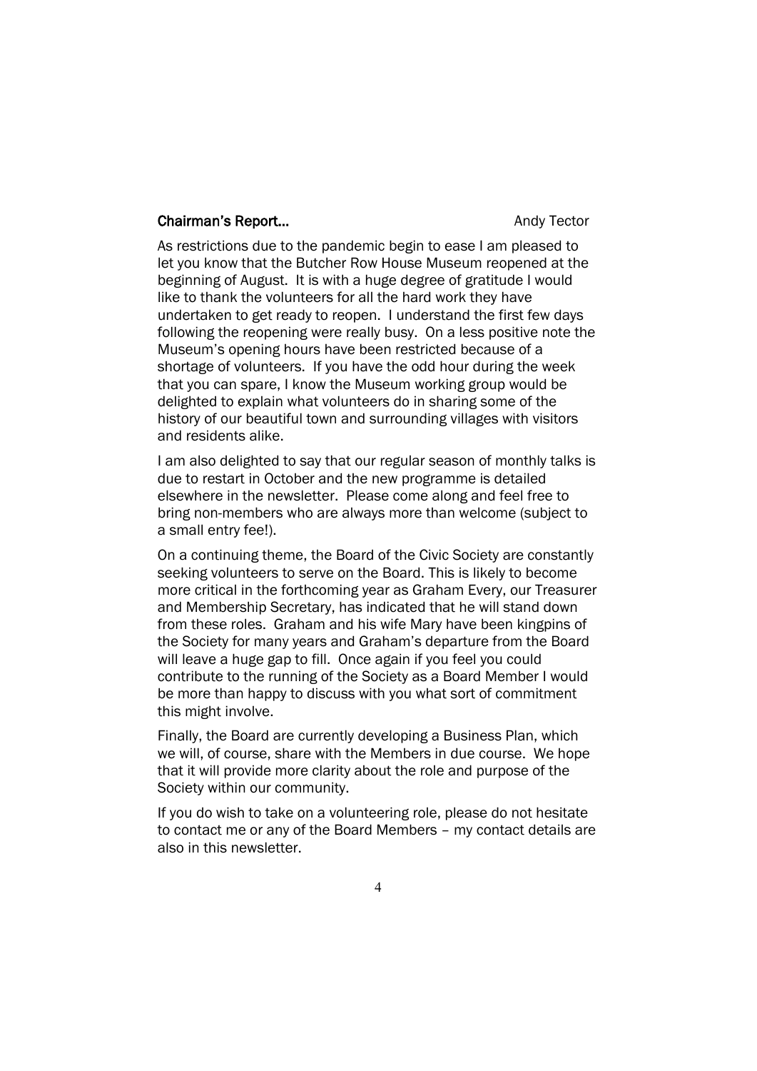## Chairman's Report... Andy Tector

As restrictions due to the pandemic begin to ease I am pleased to let you know that the Butcher Row House Museum reopened at the beginning of August. It is with a huge degree of gratitude I would like to thank the volunteers for all the hard work they have undertaken to get ready to reopen. I understand the first few days following the reopening were really busy. On a less positive note the Museum's opening hours have been restricted because of a shortage of volunteers. If you have the odd hour during the week that you can spare, I know the Museum working group would be delighted to explain what volunteers do in sharing some of the history of our beautiful town and surrounding villages with visitors and residents alike.

I am also delighted to say that our regular season of monthly talks is due to restart in October and the new programme is detailed elsewhere in the newsletter. Please come along and feel free to bring non-members who are always more than welcome (subject to a small entry fee!).

On a continuing theme, the Board of the Civic Society are constantly seeking volunteers to serve on the Board. This is likely to become more critical in the forthcoming year as Graham Every, our Treasurer and Membership Secretary, has indicated that he will stand down from these roles. Graham and his wife Mary have been kingpins of the Society for many years and Graham's departure from the Board will leave a huge gap to fill. Once again if you feel you could contribute to the running of the Society as a Board Member I would be more than happy to discuss with you what sort of commitment this might involve.

Finally, the Board are currently developing a Business Plan, which we will, of course, share with the Members in due course. We hope that it will provide more clarity about the role and purpose of the Society within our community.

If you do wish to take on a volunteering role, please do not hesitate to contact me or any of the Board Members – my contact details are also in this newsletter.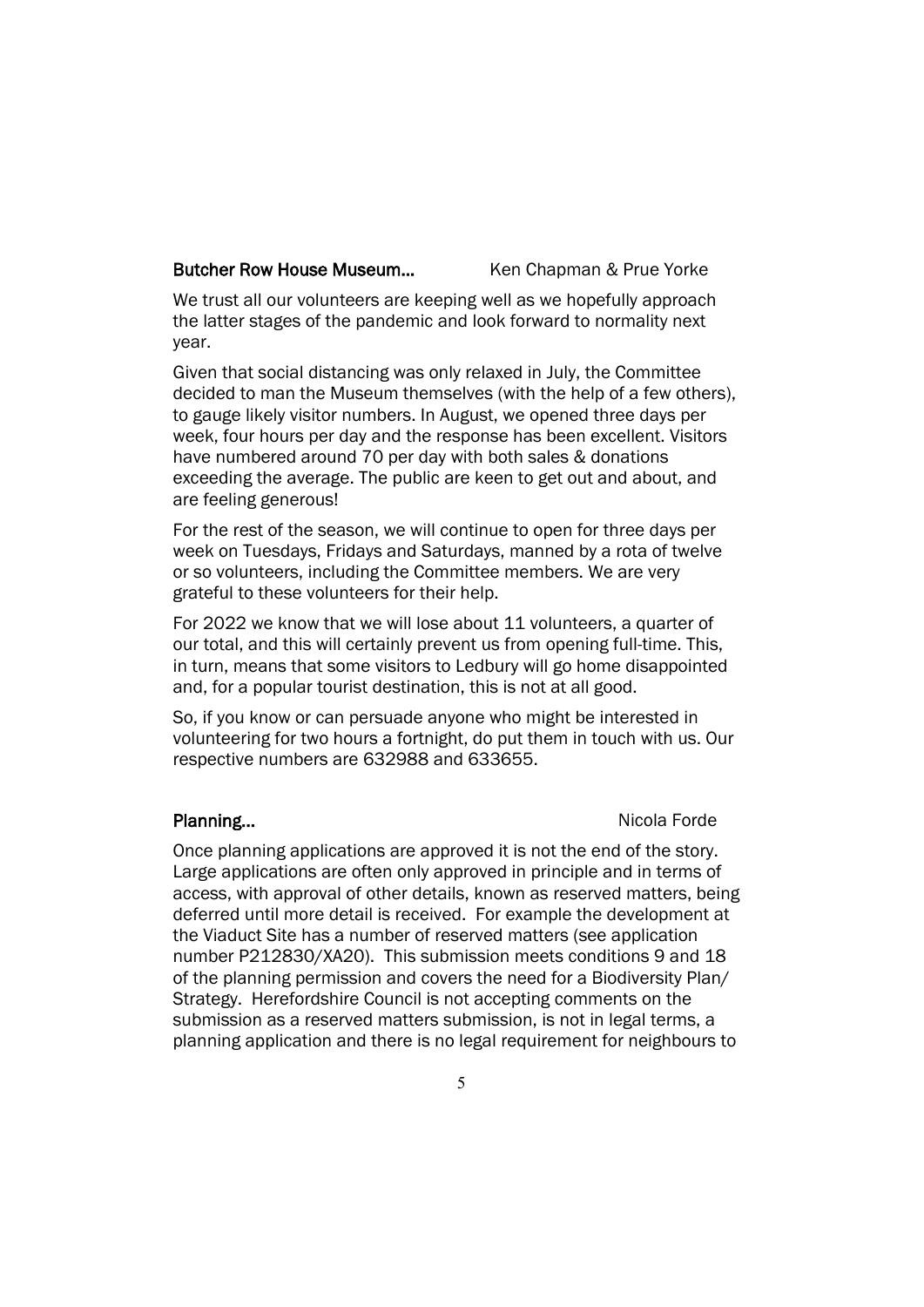**Butcher Row House Museum...** Ken Chapman & Prue Yorke

We trust all our volunteers are keeping well as we hopefully approach the latter stages of the pandemic and look forward to normality next year.

Given that social distancing was only relaxed in July, the Committee decided to man the Museum themselves (with the help of a few others), to gauge likely visitor numbers. In August, we opened three days per week, four hours per day and the response has been excellent. Visitors have numbered around 70 per day with both sales & donations exceeding the average. The public are keen to get out and about, and are feeling generous!

For the rest of the season, we will continue to open for three days per week on Tuesdays, Fridays and Saturdays, manned by a rota of twelve or so volunteers, including the Committee members. We are very grateful to these volunteers for their help.

For 2022 we know that we will lose about 11 volunteers, a quarter of our total, and this will certainly prevent us from opening full-time. This, in turn, means that some visitors to Ledbury will go home disappointed and, for a popular tourist destination, this is not at all good.

So, if you know or can persuade anyone who might be interested in volunteering for two hours a fortnight, do put them in touch with us. Our respective numbers are 632988 and 633655.

**Planning...** Nicola Forde

Once planning applications are approved it is not the end of the story. Large applications are often only approved in principle and in terms of access, with approval of other details, known as reserved matters, being deferred until more detail is received. For example the development at the Viaduct Site has a number of reserved matters (see application number P212830/XA20). This submission meets conditions 9 and 18 of the planning permission and covers the need for a Biodiversity Plan/ Strategy. Herefordshire Council is not accepting comments on the submission as a reserved matters submission, is not in legal terms, a planning application and there is no legal requirement for neighbours to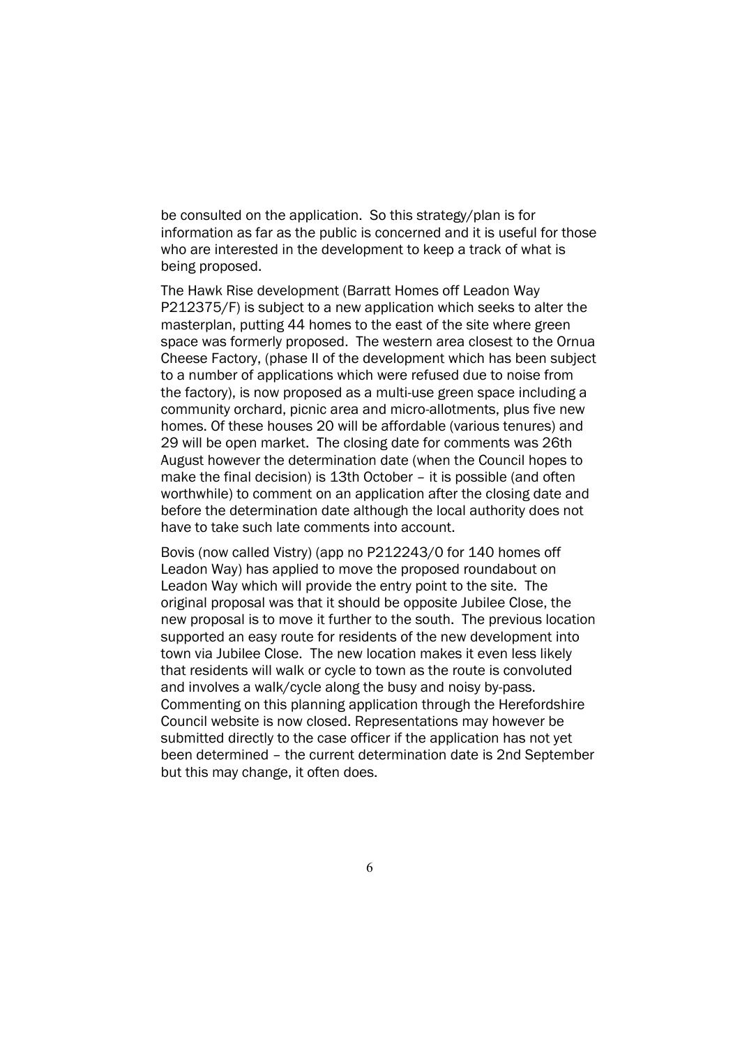be consulted on the application. So this strategy/plan is for information as far as the public is concerned and it is useful for those who are interested in the development to keep a track of what is being proposed.

The Hawk Rise development (Barratt Homes off Leadon Way P212375/F) is subject to a new application which seeks to alter the masterplan, putting 44 homes to the east of the site where green space was formerly proposed. The western area closest to the Ornua Cheese Factory, (phase II of the development which has been subject to a number of applications which were refused due to noise from the factory), is now proposed as a multi-use green space including a community orchard, picnic area and micro-allotments, plus five new homes. Of these houses 20 will be affordable (various tenures) and 29 will be open market. The closing date for comments was 26th August however the determination date (when the Council hopes to make the final decision) is 13th October – it is possible (and often worthwhile) to comment on an application after the closing date and before the determination date although the local authority does not have to take such late comments into account.

Bovis (now called Vistry) (app no P212243/O for 140 homes off Leadon Way) has applied to move the proposed roundabout on Leadon Way which will provide the entry point to the site. The original proposal was that it should be opposite Jubilee Close, the new proposal is to move it further to the south. The previous location supported an easy route for residents of the new development into town via Jubilee Close. The new location makes it even less likely that residents will walk or cycle to town as the route is convoluted and involves a walk/cycle along the busy and noisy by-pass. Commenting on this planning application through the Herefordshire Council website is now closed. Representations may however be submitted directly to the case officer if the application has not yet been determined – the current determination date is 2nd September but this may change, it often does.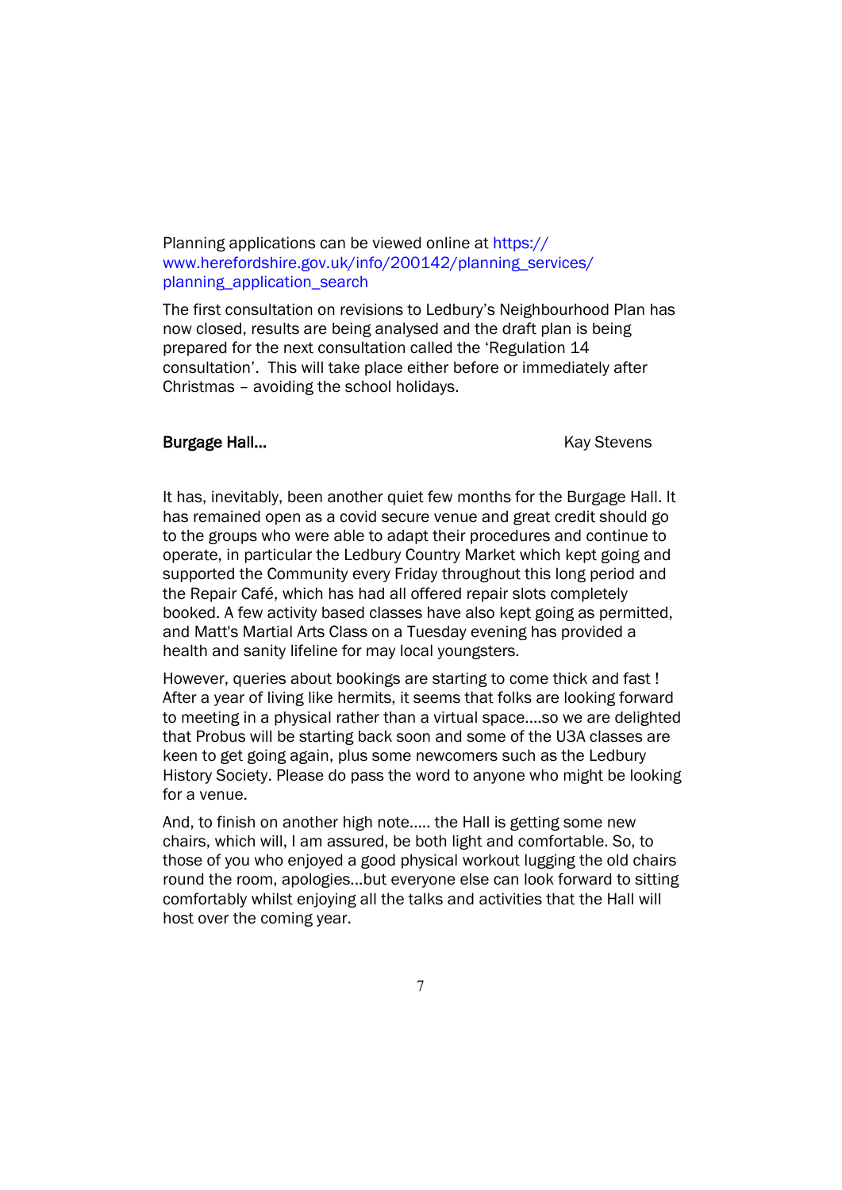Planning applications can be viewed online at https://www.herefordshire.gov.uk/info/200142/planning_services/planning_application_search

The first consultation on revisions to Ledbury's Neighbourhood Plan has now closed, results are being analysed and the draft plan is being prepared for the next consultation called the 'Regulation 14 consultation'. This will take place either before or immediately after Christmas – avoiding the school holidays.

**Burgage Hall...** Kay Stevens

It has, inevitably, been another quiet few months for the Burgage Hall. It has remained open as a covid secure venue and great credit should go to the groups who were able to adapt their procedures and continue to operate, in particular the Ledbury Country Market which kept going and supported the Community every Friday throughout this long period and the Repair Café, which has had all offered repair slots completely booked. A few activity based classes have also kept going as permitted, and Matt's Martial Arts Class on a Tuesday evening has provided a health and sanity lifeline for may local youngsters.

However, queries about bookings are starting to come thick and fast ! After a year of living like hermits, it seems that folks are looking forward to meeting in a physical rather than a virtual space....so we are delighted that Probus will be starting back soon and some of the U3A classes are keen to get going again, plus some newcomers such as the Ledbury History Society. Please do pass the word to anyone who might be looking for a venue.

And, to finish on another high note..... the Hall is getting some new chairs, which will, I am assured, be both light and comfortable. So, to those of you who enjoyed a good physical workout lugging the old chairs round the room, apologies...but everyone else can look forward to sitting comfortably whilst enjoying all the talks and activities that the Hall will host over the coming year.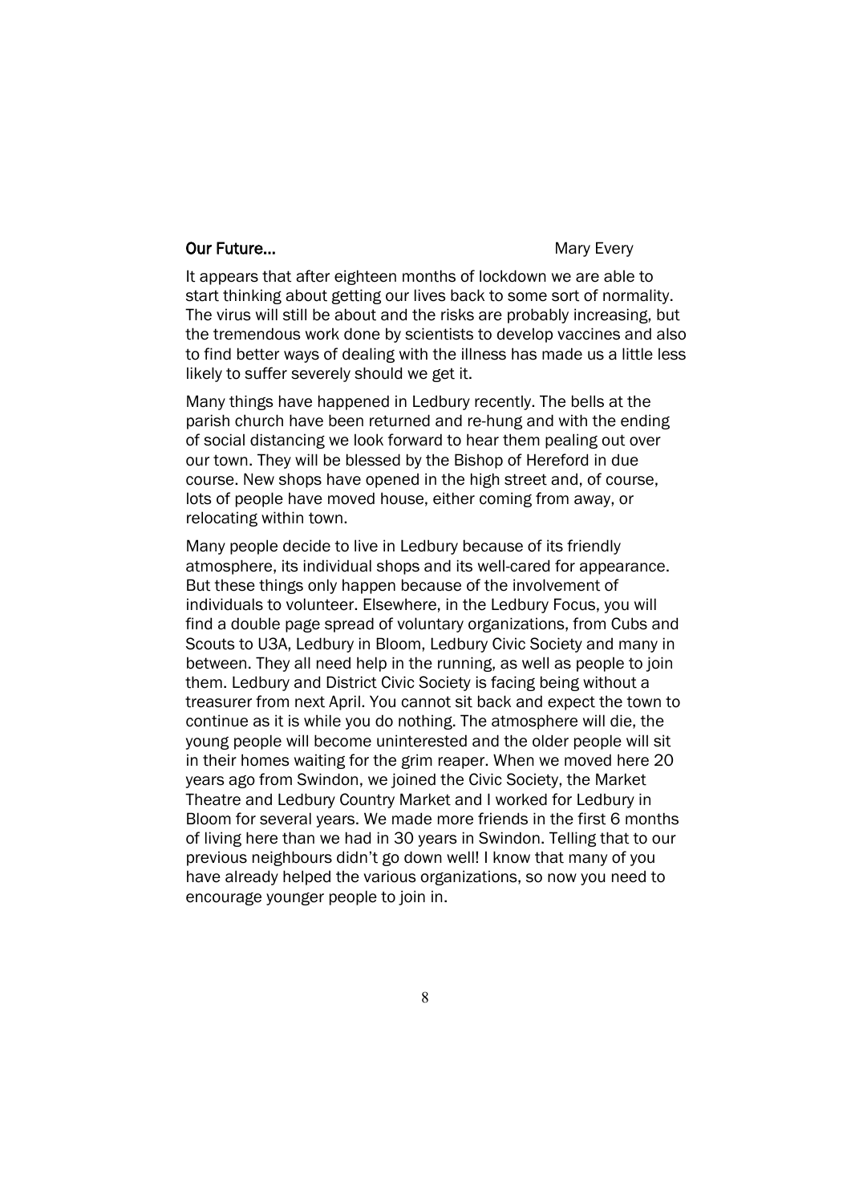## **Our Future…** Mary Every

It appears that after eighteen months of lockdown we are able to start thinking about getting our lives back to some sort of normality. The virus will still be about and the risks are probably increasing, but the tremendous work done by scientists to develop vaccines and also to find better ways of dealing with the illness has made us a little less likely to suffer severely should we get it.

Many things have happened in Ledbury recently. The bells at the parish church have been returned and re-hung and with the ending of social distancing we look forward to hear them pealing out over our town. They will be blessed by the Bishop of Hereford in due course. New shops have opened in the high street and, of course, lots of people have moved house, either coming from away, or relocating within town.

Many people decide to live in Ledbury because of its friendly atmosphere, its individual shops and its well-cared for appearance. But these things only happen because of the involvement of individuals to volunteer. Elsewhere, in the Ledbury Focus, you will find a double page spread of voluntary organizations, from Cubs and Scouts to U3A, Ledbury in Bloom, Ledbury Civic Society and many in between. They all need help in the running, as well as people to join them. Ledbury and District Civic Society is facing being without a treasurer from next April. You cannot sit back and expect the town to continue as it is while you do nothing. The atmosphere will die, the young people will become uninterested and the older people will sit in their homes waiting for the grim reaper. When we moved here 20 years ago from Swindon, we joined the Civic Society, the Market Theatre and Ledbury Country Market and I worked for Ledbury in Bloom for several years. We made more friends in the first 6 months of living here than we had in 30 years in Swindon. Telling that to our previous neighbours didn't go down well! I know that many of you have already helped the various organizations, so now you need to encourage younger people to join in.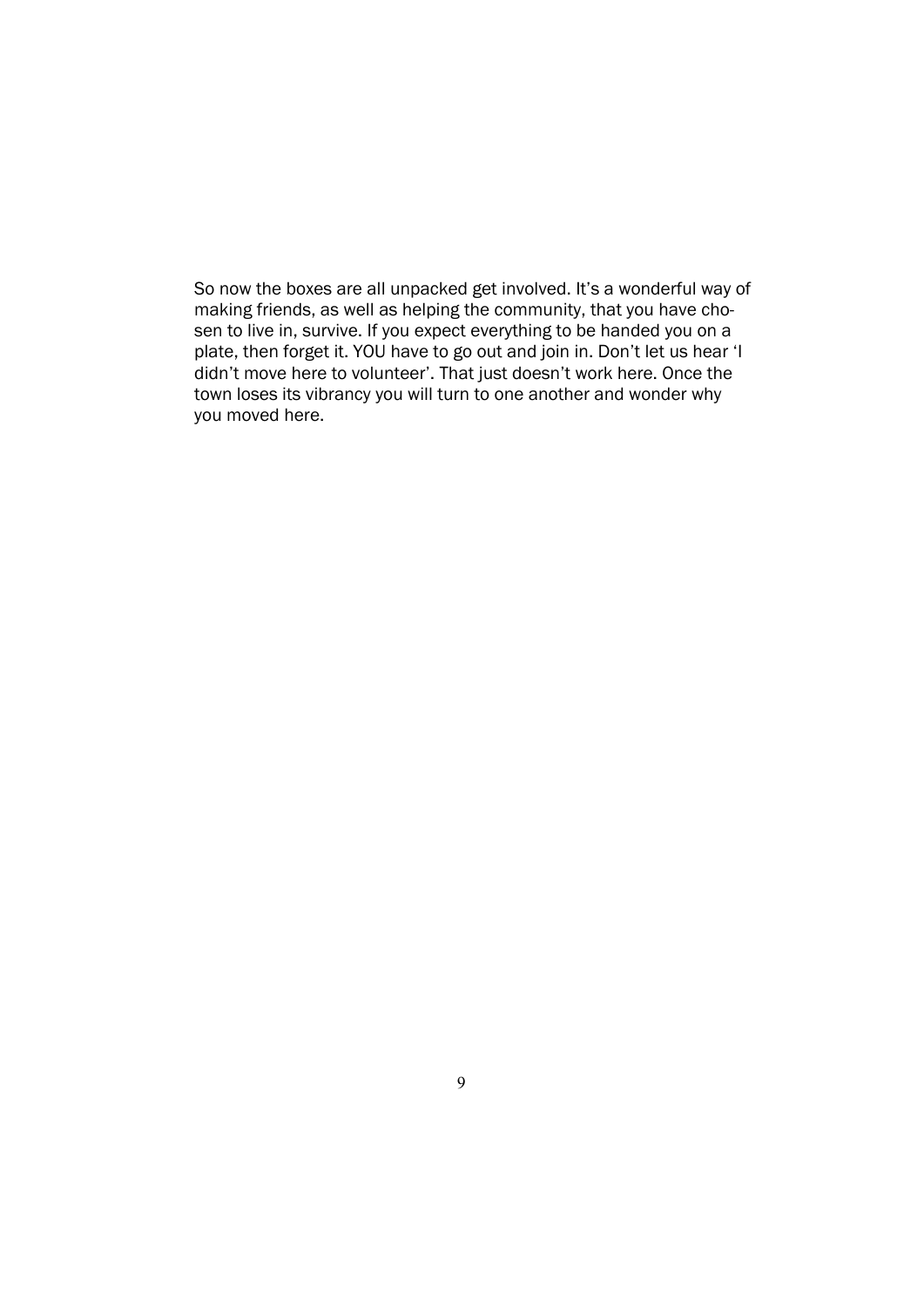So now the boxes are all unpacked get involved. It's a wonderful way of making friends, as well as helping the community, that you have chosen to live in, survive. If you expect everything to be handed you on a plate, then forget it. YOU have to go out and join in. Don't let us hear 'I didn't move here to volunteer'. That just doesn't work here. Once the town loses its vibrancy you will turn to one another and wonder why you moved here.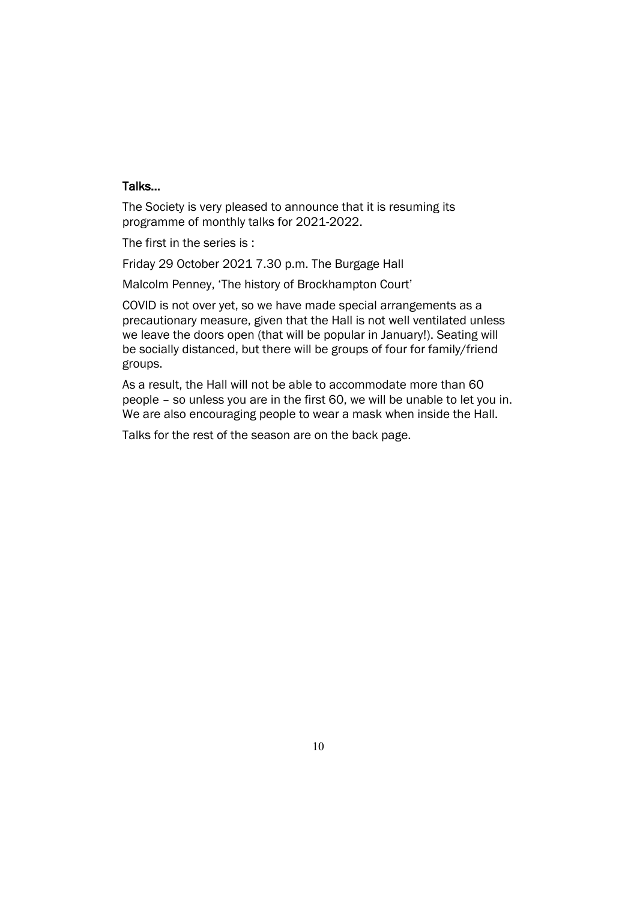### Talks…

The Society is very pleased to announce that it is resuming its programme of monthly talks for 2021-2022.

The first in the series is :

Friday 29 October 2021 7.30 p.m. The Burgage Hall

Malcolm Penney, 'The history of Brockhampton Court'

COVID is not over yet, so we have made special arrangements as a precautionary measure, given that the Hall is not well ventilated unless we leave the doors open (that will be popular in January!). Seating will be socially distanced, but there will be groups of four for family/friend groups.

As a result, the Hall will not be able to accommodate more than 60 people – so unless you are in the first 60, we will be unable to let you in. We are also encouraging people to wear a mask when inside the Hall.

Talks for the rest of the season are on the back page.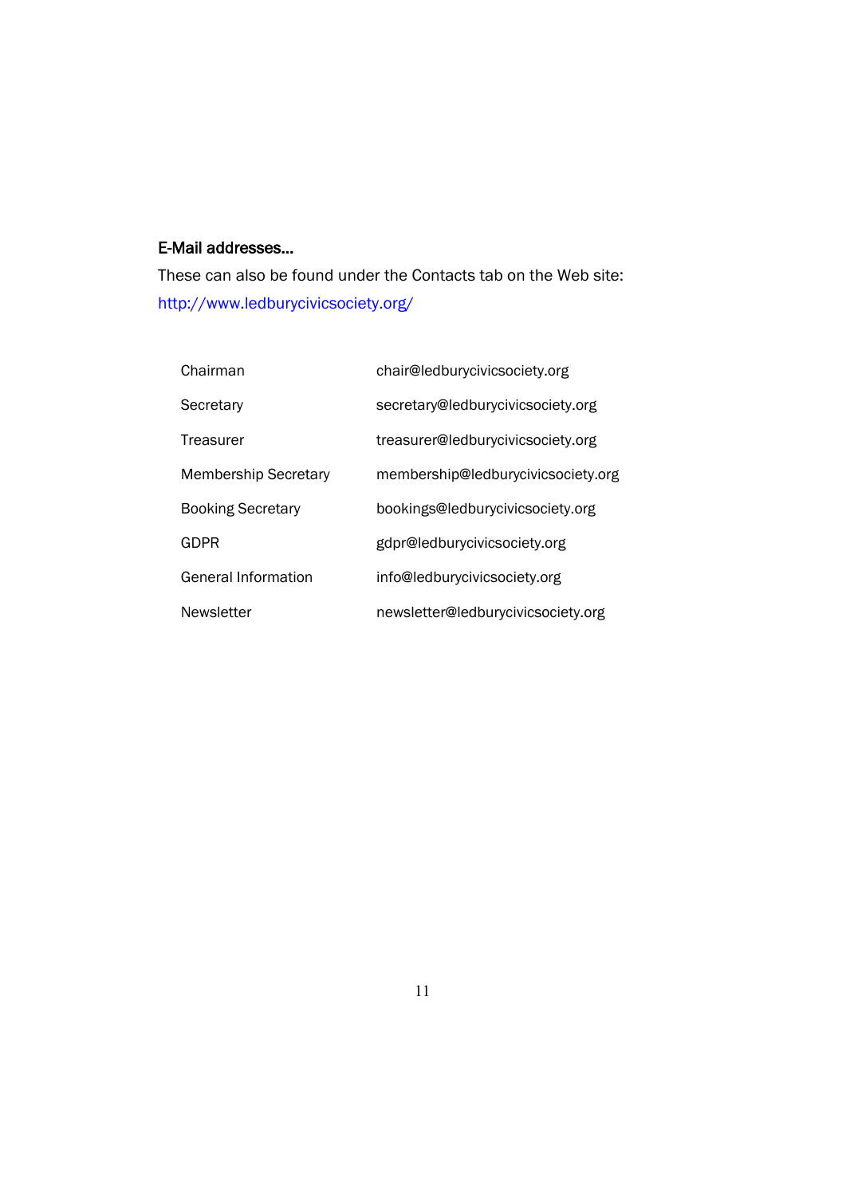**E-Mail addresses…**

These can also be found under the Contacts tab on the Web site: http://www.ledburycivicsociety.org/

| | |
|---|---|
| Chairman | chair@ledburycivicsociety.org |
| Secretary | secretary@ledburycivicsociety.org |
| Treasurer | treasurer@ledburycivicsociety.org |
| Membership Secretary | membership@ledburycivicsociety.org |
| Booking Secretary | bookings@ledburycivicsociety.org |
| GDPR | gdpr@ledburycivicsociety.org |
| General Information | info@ledburycivicsociety.org |
| Newsletter | newsletter@ledburycivicsociety.org |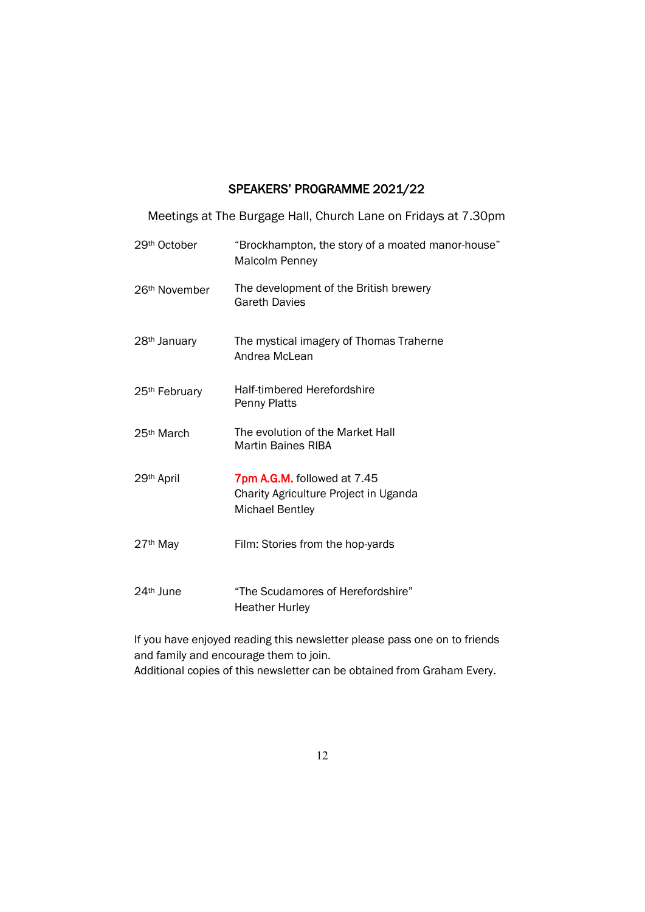## SPEAKERS' PROGRAMME 2021/22

Meetings at The Burgage Hall, Church Lane on Fridays at 7.30pm

| | |
|---|---|
| 29th October | "Brockhampton, the story of a moated manor-house"<br>Malcolm Penney |
| 26th November | The development of the British brewery<br>Gareth Davies |
| 28th January | The mystical imagery of Thomas Traherne<br>Andrea McLean |
| 25th February | Half-timbered Herefordshire<br>Penny Platts |
| 25th March | The evolution of the Market Hall<br>Martin Baines RIBA |
| 29th April | **7pm A.G.M.** followed at 7.45<br>Charity Agriculture Project in Uganda<br>Michael Bentley |
| 27th May | Film: Stories from the hop-yards |
| 24th June | "The Scudamores of Herefordshire"<br>Heather Hurley |

If you have enjoyed reading this newsletter please pass one on to friends and family and encourage them to join.
Additional copies of this newsletter can be obtained from Graham Every.